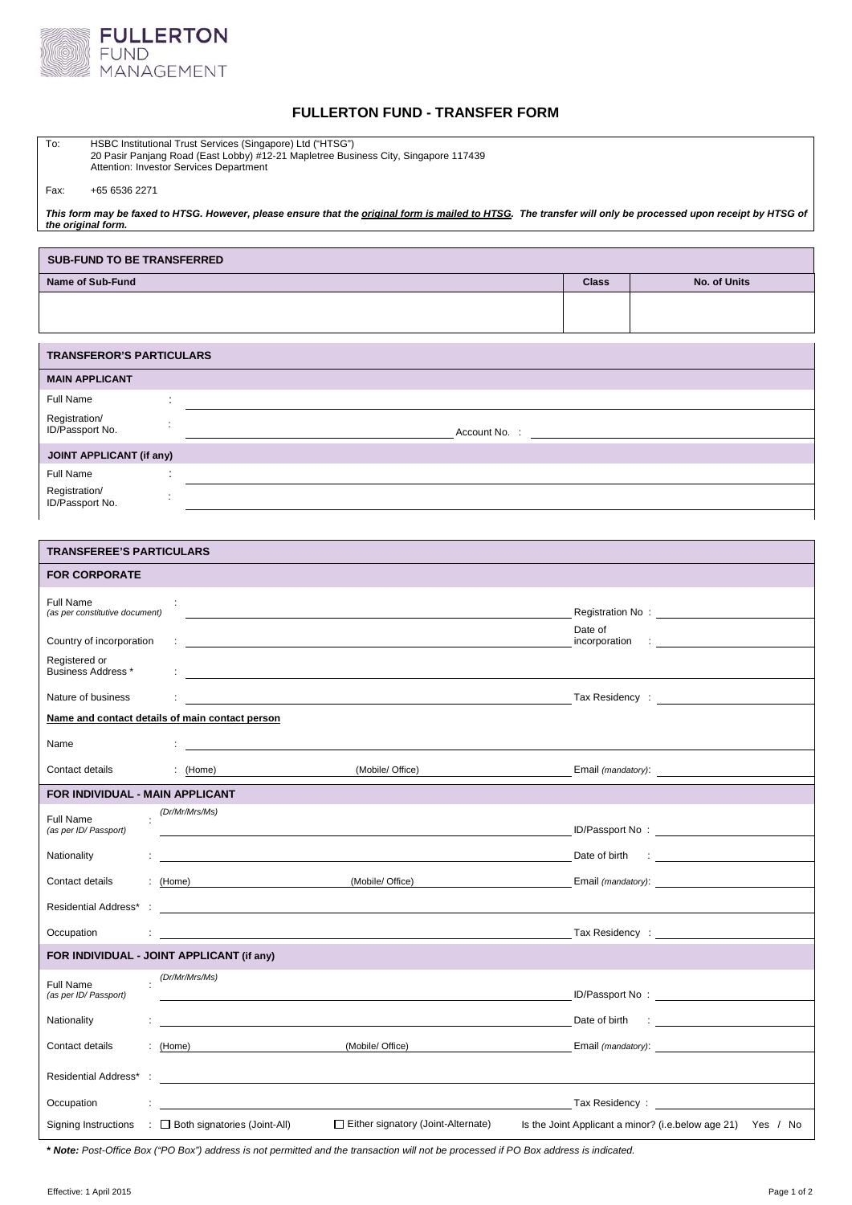FULLERTON FUND MANAGEMENT

# FULLERTON FUND - TRANSFER FORM

To: HSBC Institutional Trust Services (Singapore) Ltd ("HTSG")
20 Pasir Panjang Road (East Lobby) #12-21 Mapletree Business City, Singapore 117439
Attention: Investor Services Department

Fax: +65 6536 2271

***This form may be faxed to HTSG. However, please ensure that the original form is mailed to HTSG. The transfer will only be processed upon receipt by HTSG of the original form.***

## SUB-FUND TO BE TRANSFERRED

| Name of Sub-Fund | Class | No. of Units |
|---|---|---|
| | | |

## TRANSFEROR'S PARTICULARS

### MAIN APPLICANT

Full Name :

Registration/ ID/Passport No. : Account No. :

### JOINT APPLICANT (if any)

Full Name :

Registration/ ID/Passport No. :

## TRANSFEREE'S PARTICULARS

### FOR CORPORATE

Full Name *(as per constitutive document)* : Registration No :

Country of incorporation : Date of incorporation :

Registered or Business Address * :

Nature of business : Tax Residency :

**Name and contact details of main contact person**

Name :

Contact details : (Home) (Mobile/ Office) Email *(mandatory)*:

### FOR INDIVIDUAL - MAIN APPLICANT

Full Name *(as per ID/ Passport)* : *(Dr/Mr/Mrs/Ms)* ID/Passport No :

Nationality : Date of birth :

Contact details : (Home) (Mobile/ Office) Email *(mandatory)*:

Residential Address* :

Occupation : Tax Residency :

### FOR INDIVIDUAL - JOINT APPLICANT (if any)

Full Name *(as per ID/ Passport)* : *(Dr/Mr/Mrs/Ms)* ID/Passport No :

Nationality : Date of birth :

Contact details : (Home) (Mobile/ Office) Email *(mandatory)*:

Residential Address* :

Occupation : Tax Residency :

Signing Instructions : ☐ Both signatories (Joint-All) ☐ Either signatory (Joint-Alternate) Is the Joint Applicant a minor? (i.e.below age 21) Yes / No

***** Note:** *Post-Office Box ("PO Box") address is not permitted and the transaction will not be processed if PO Box address is indicated.*

Effective: 1 April 2015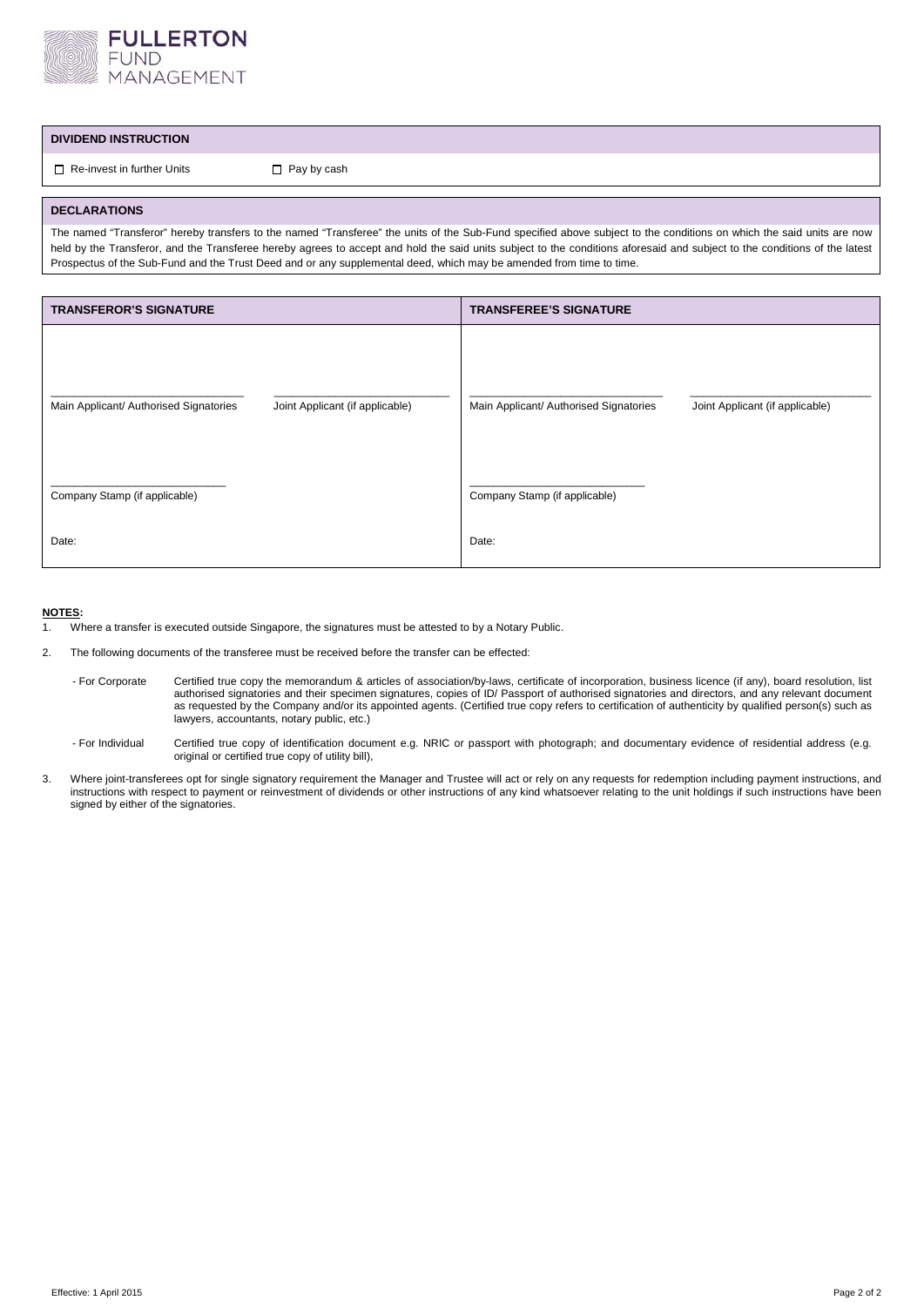FULLERTON FUND MANAGEMENT

## DIVIDEND INSTRUCTION

☐ Re-invest in further Units ☐ Pay by cash

## DECLARATIONS

The named "Transferor" hereby transfers to the named "Transferee" the units of the Sub-Fund specified above subject to the conditions on which the said units are now held by the Transferor, and the Transferee hereby agrees to accept and hold the said units subject to the conditions aforesaid and subject to the conditions of the latest Prospectus of the Sub-Fund and the Trust Deed and or any supplemental deed, which may be amended from time to time.

| TRANSFEROR'S SIGNATURE | | TRANSFEREE'S SIGNATURE | |
|---|---|---|---|
| ____________________ Main Applicant/ Authorised Signatories | ____________________ Joint Applicant (if applicable) | ____________________ Main Applicant/ Authorised Signatories | ____________________ Joint Applicant (if applicable) |
| ____________________ Company Stamp (if applicable) | | ____________________ Company Stamp (if applicable) | |
| Date: | | Date: | |

**NOTES:**

1. Where a transfer is executed outside Singapore, the signatures must be attested to by a Notary Public.
2. The following documents of the transferee must be received before the transfer can be effected:
   - For Corporate: Certified true copy the memorandum & articles of association/by-laws, certificate of incorporation, business licence (if any), board resolution, list authorised signatories and their specimen signatures, copies of ID/ Passport of authorised signatories and directors, and any relevant document as requested by the Company and/or its appointed agents. (Certified true copy refers to certification of authenticity by qualified person(s) such as lawyers, accountants, notary public, etc.)
   - For Individual: Certified true copy of identification document e.g. NRIC or passport with photograph; and documentary evidence of residential address (e.g. original or certified true copy of utility bill),
3. Where joint-transferees opt for single signatory requirement the Manager and Trustee will act or rely on any requests for redemption including payment instructions, and instructions with respect to payment or reinvestment of dividends or other instructions of any kind whatsoever relating to the unit holdings if such instructions have been signed by either of the signatories.

Effective: 1 April 2015